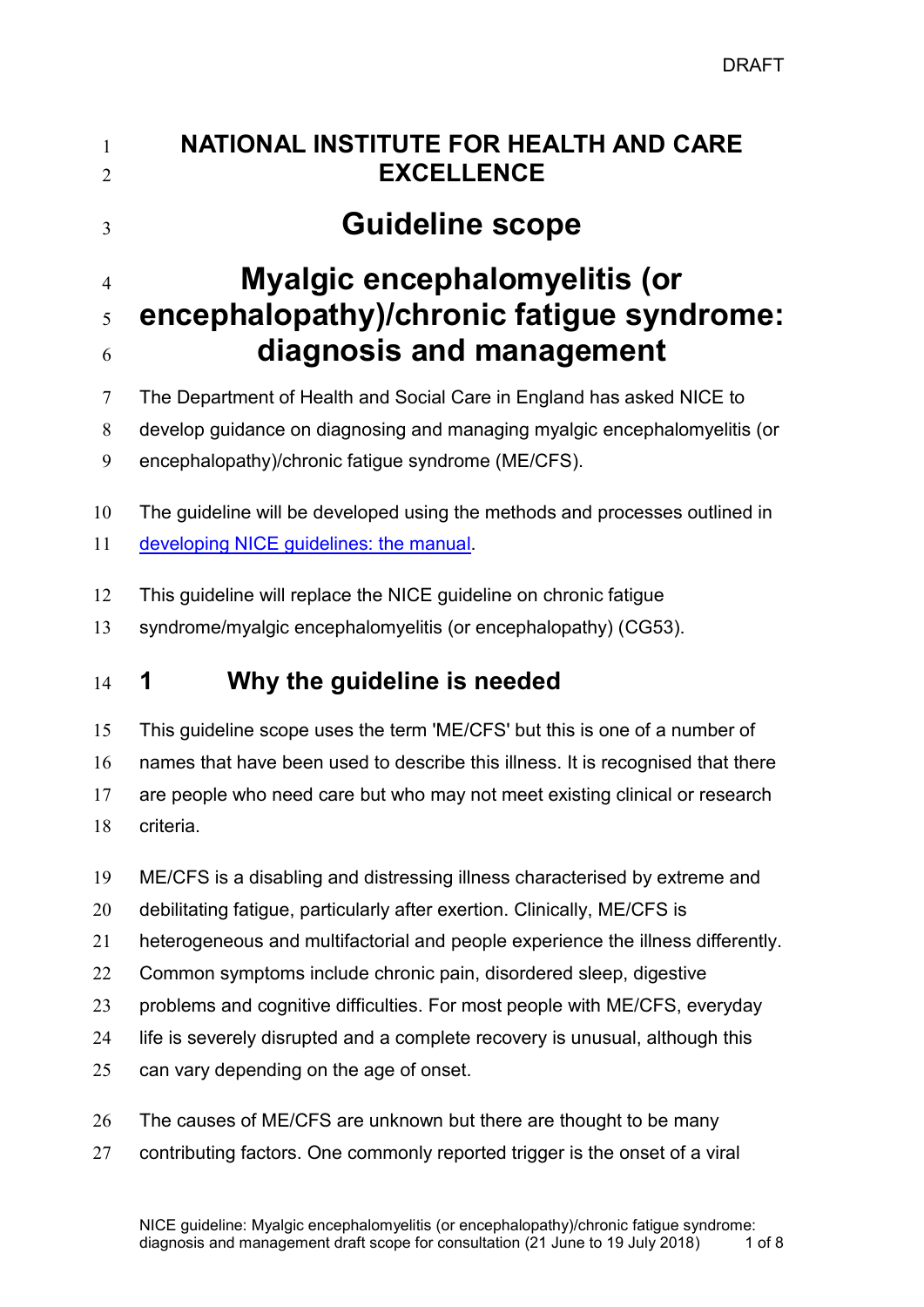# NATIONAL INSTITUTE FOR HEALTH AND CARE EXCELLENCE

# Guideline scope

# Myalgic encephalomyelitis (or encephalopathy)/chronic fatigue syndrome: diagnosis and management

The Department of Health and Social Care in England has asked NICE to develop guidance on diagnosing and managing myalgic encephalomyelitis (or encephalopathy)/chronic fatigue syndrome (ME/CFS).

The guideline will be developed using the methods and processes outlined in developing NICE guidelines: the manual.

This guideline will replace the NICE guideline on chronic fatigue syndrome/myalgic encephalomyelitis (or encephalopathy) (CG53).

## 1 Why the guideline is needed

This guideline scope uses the term 'ME/CFS' but this is one of a number of names that have been used to describe this illness. It is recognised that there are people who need care but who may not meet existing clinical or research criteria.

ME/CFS is a disabling and distressing illness characterised by extreme and debilitating fatigue, particularly after exertion. Clinically, ME/CFS is heterogeneous and multifactorial and people experience the illness differently. Common symptoms include chronic pain, disordered sleep, digestive problems and cognitive difficulties. For most people with ME/CFS, everyday life is severely disrupted and a complete recovery is unusual, although this can vary depending on the age of onset.

The causes of ME/CFS are unknown but there are thought to be many contributing factors. One commonly reported trigger is the onset of a viral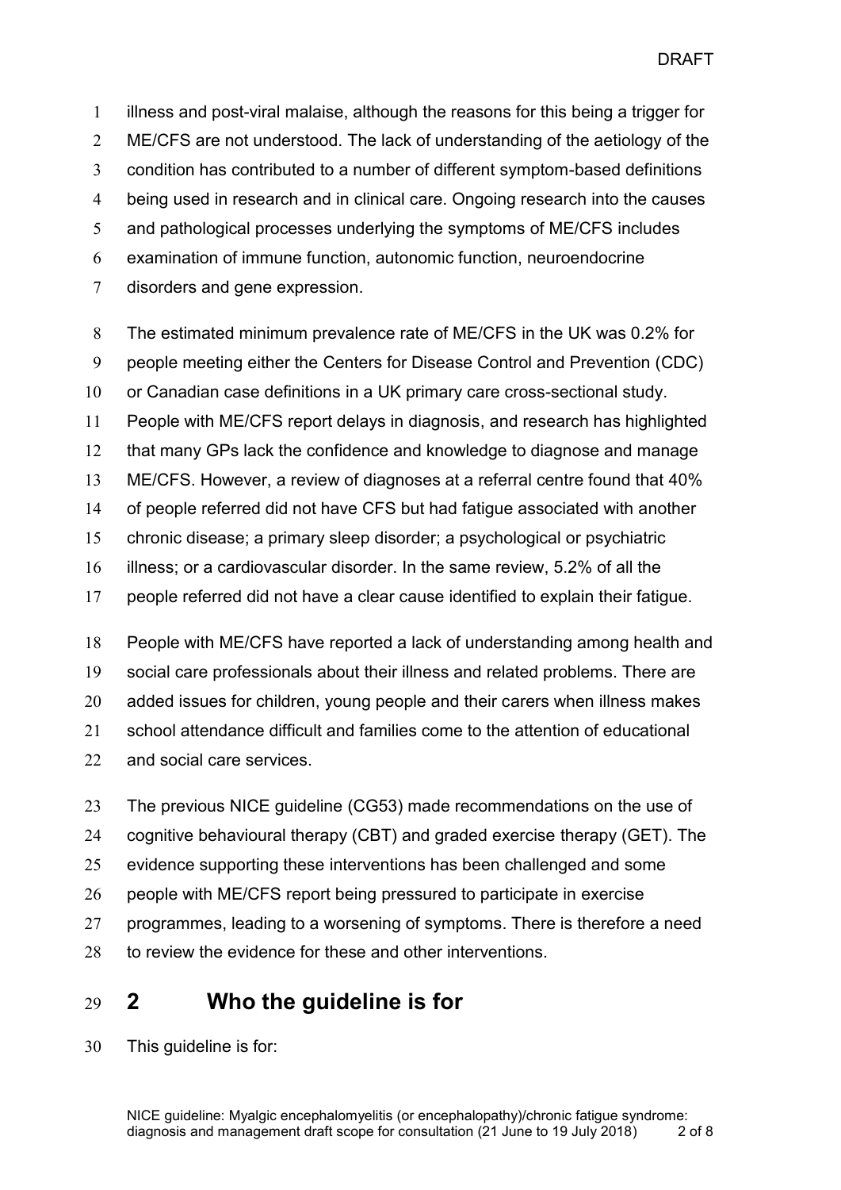illness and post-viral malaise, although the reasons for this being a trigger for ME/CFS are not understood. The lack of understanding of the aetiology of the condition has contributed to a number of different symptom-based definitions being used in research and in clinical care. Ongoing research into the causes and pathological processes underlying the symptoms of ME/CFS includes examination of immune function, autonomic function, neuroendocrine disorders and gene expression.

The estimated minimum prevalence rate of ME/CFS in the UK was 0.2% for people meeting either the Centers for Disease Control and Prevention (CDC) or Canadian case definitions in a UK primary care cross-sectional study. People with ME/CFS report delays in diagnosis, and research has highlighted that many GPs lack the confidence and knowledge to diagnose and manage ME/CFS. However, a review of diagnoses at a referral centre found that 40% of people referred did not have CFS but had fatigue associated with another chronic disease; a primary sleep disorder; a psychological or psychiatric illness; or a cardiovascular disorder. In the same review, 5.2% of all the people referred did not have a clear cause identified to explain their fatigue.

People with ME/CFS have reported a lack of understanding among health and social care professionals about their illness and related problems. There are added issues for children, young people and their carers when illness makes school attendance difficult and families come to the attention of educational and social care services.

The previous NICE guideline (CG53) made recommendations on the use of cognitive behavioural therapy (CBT) and graded exercise therapy (GET). The evidence supporting these interventions has been challenged and some people with ME/CFS report being pressured to participate in exercise programmes, leading to a worsening of symptoms. There is therefore a need to review the evidence for these and other interventions.

## 2 Who the guideline is for

This guideline is for: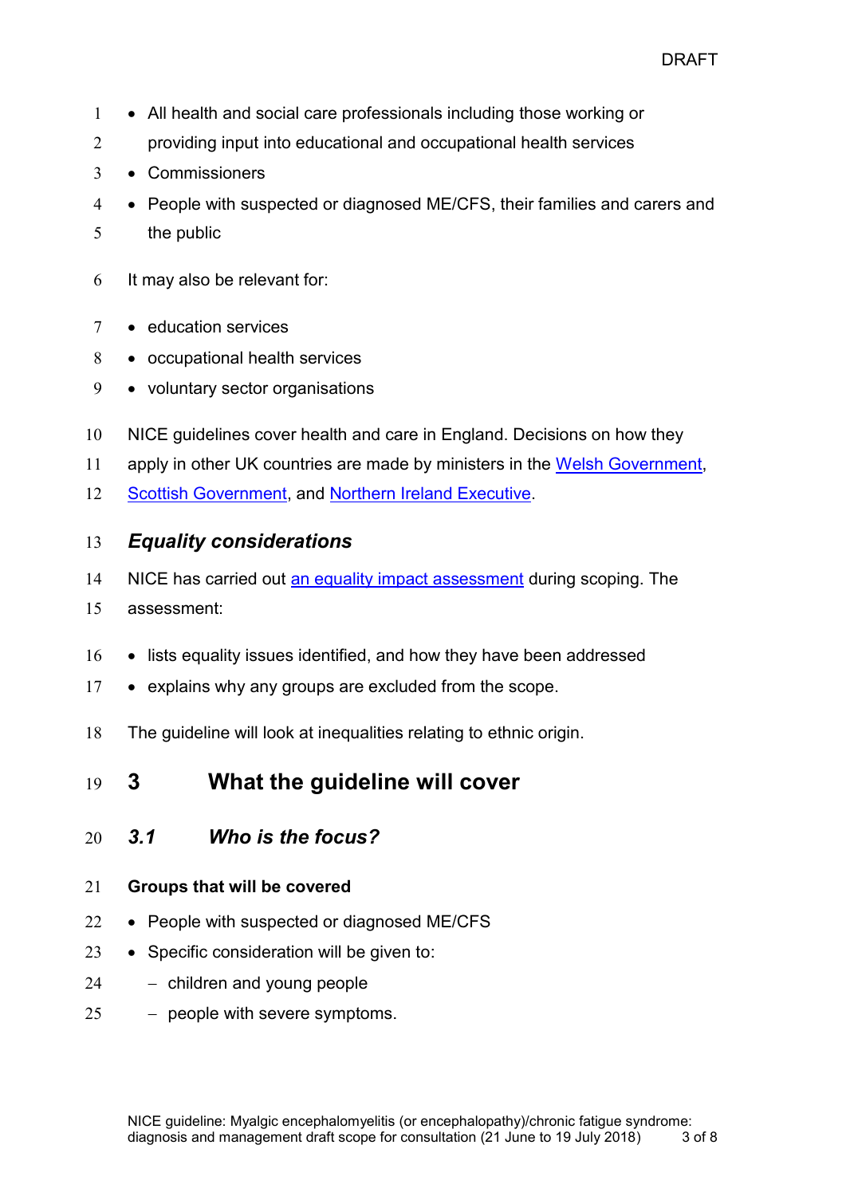- All health and social care professionals including those working or providing input into educational and occupational health services
- Commissioners
- People with suspected or diagnosed ME/CFS, their families and carers and the public

It may also be relevant for:

- education services
- occupational health services
- voluntary sector organisations

NICE guidelines cover health and care in England. Decisions on how they apply in other UK countries are made by ministers in the Welsh Government, Scottish Government, and Northern Ireland Executive.

### *Equality considerations*

NICE has carried out an equality impact assessment during scoping. The assessment:

- lists equality issues identified, and how they have been addressed
- explains why any groups are excluded from the scope.

The guideline will look at inequalities relating to ethnic origin.

## 3 What the guideline will cover

### *3.1 Who is the focus?*

**Groups that will be covered**

- People with suspected or diagnosed ME/CFS
- Specific consideration will be given to:
  - children and young people
  - people with severe symptoms.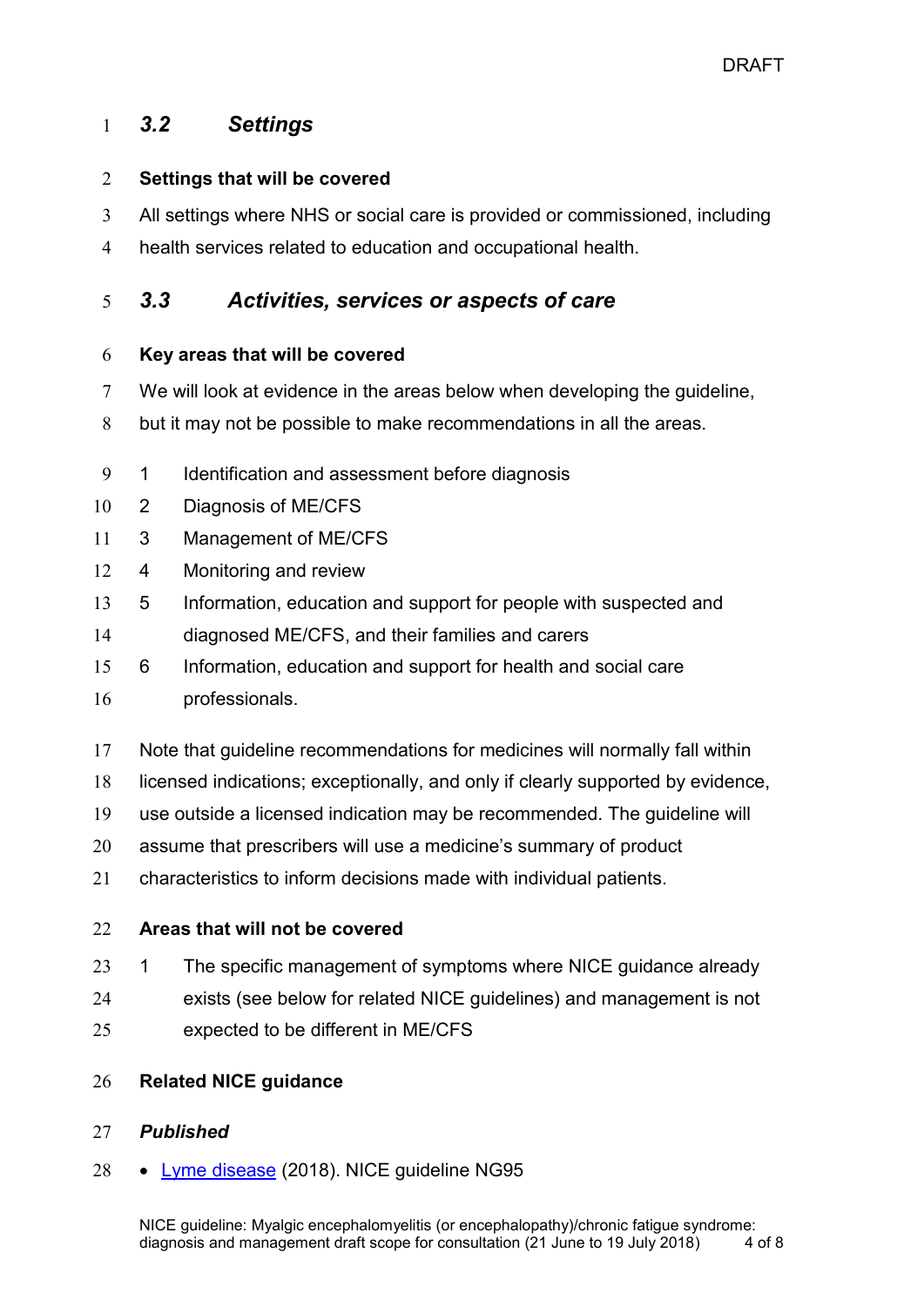### *3.2 Settings*

**Settings that will be covered**

All settings where NHS or social care is provided or commissioned, including health services related to education and occupational health.

### *3.3 Activities, services or aspects of care*

**Key areas that will be covered**

We will look at evidence in the areas below when developing the guideline, but it may not be possible to make recommendations in all the areas.

1. Identification and assessment before diagnosis
2. Diagnosis of ME/CFS
3. Management of ME/CFS
4. Monitoring and review
5. Information, education and support for people with suspected and diagnosed ME/CFS, and their families and carers
6. Information, education and support for health and social care professionals.

Note that guideline recommendations for medicines will normally fall within licensed indications; exceptionally, and only if clearly supported by evidence, use outside a licensed indication may be recommended. The guideline will assume that prescribers will use a medicine's summary of product characteristics to inform decisions made with individual patients.

**Areas that will not be covered**

1. The specific management of symptoms where NICE guidance already exists (see below for related NICE guidelines) and management is not expected to be different in ME/CFS

**Related NICE guidance**

***Published***

- Lyme disease (2018). NICE guideline NG95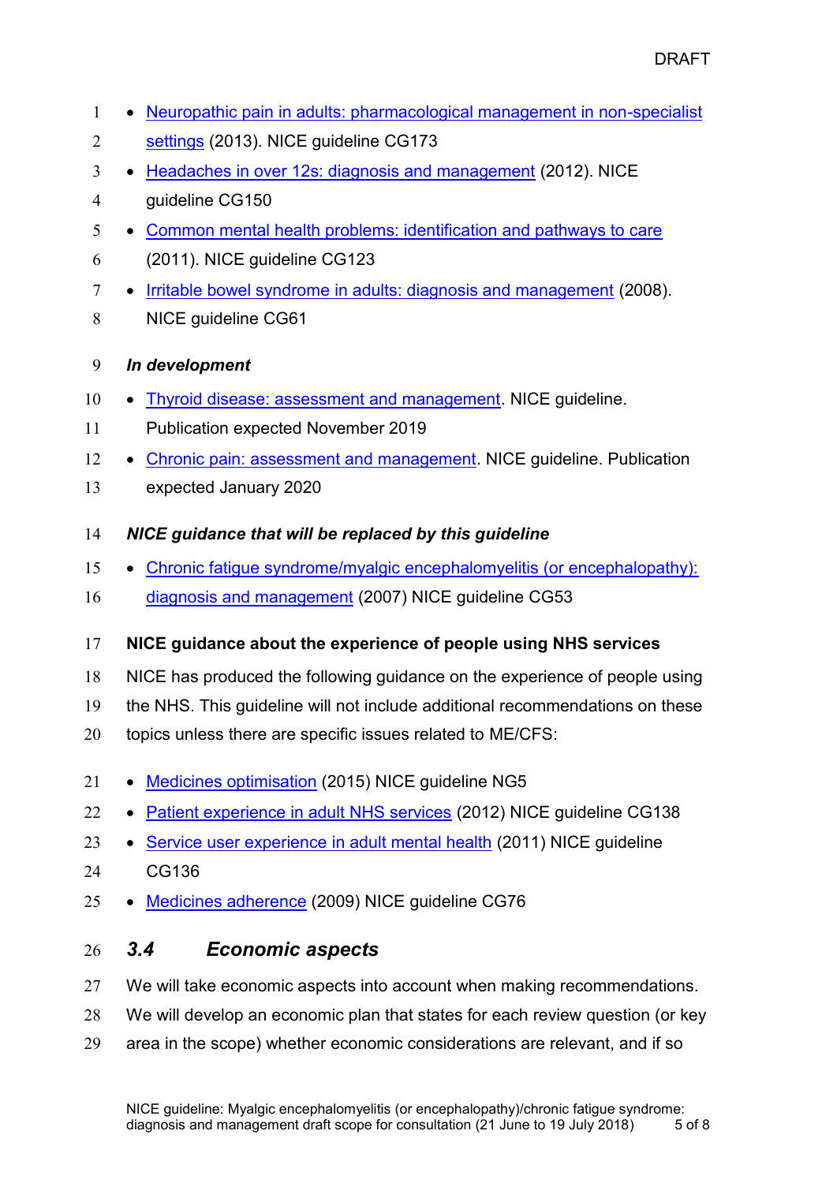- Neuropathic pain in adults: pharmacological management in non-specialist settings (2013). NICE guideline CG173
- Headaches in over 12s: diagnosis and management (2012). NICE guideline CG150
- Common mental health problems: identification and pathways to care (2011). NICE guideline CG123
- Irritable bowel syndrome in adults: diagnosis and management (2008). NICE guideline CG61

***In development***

- Thyroid disease: assessment and management. NICE guideline. Publication expected November 2019
- Chronic pain: assessment and management. NICE guideline. Publication expected January 2020

***NICE guidance that will be replaced by this guideline***

- Chronic fatigue syndrome/myalgic encephalomyelitis (or encephalopathy): diagnosis and management (2007) NICE guideline CG53

**NICE guidance about the experience of people using NHS services**

NICE has produced the following guidance on the experience of people using the NHS. This guideline will not include additional recommendations on these topics unless there are specific issues related to ME/CFS:

- Medicines optimisation (2015) NICE guideline NG5
- Patient experience in adult NHS services (2012) NICE guideline CG138
- Service user experience in adult mental health (2011) NICE guideline CG136
- Medicines adherence (2009) NICE guideline CG76

## *3.4 Economic aspects*

We will take economic aspects into account when making recommendations. We will develop an economic plan that states for each review question (or key area in the scope) whether economic considerations are relevant, and if so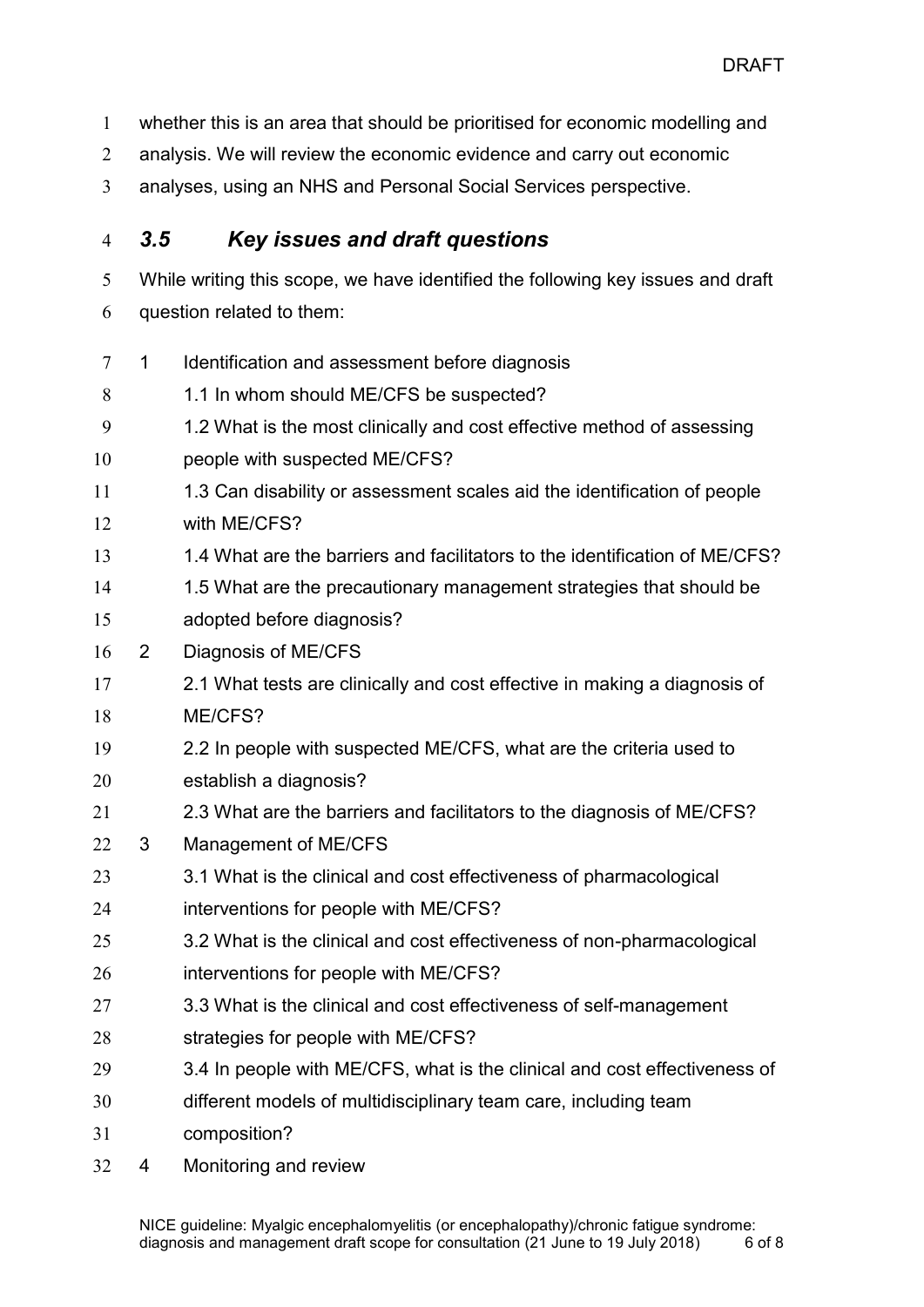whether this is an area that should be prioritised for economic modelling and analysis. We will review the economic evidence and carry out economic analyses, using an NHS and Personal Social Services perspective.

### *3.5 Key issues and draft questions*

While writing this scope, we have identified the following key issues and draft question related to them:

1 Identification and assessment before diagnosis

- 1.1 In whom should ME/CFS be suspected?
- 1.2 What is the most clinically and cost effective method of assessing people with suspected ME/CFS?
- 1.3 Can disability or assessment scales aid the identification of people with ME/CFS?
- 1.4 What are the barriers and facilitators to the identification of ME/CFS?
- 1.5 What are the precautionary management strategies that should be adopted before diagnosis?

2 Diagnosis of ME/CFS

- 2.1 What tests are clinically and cost effective in making a diagnosis of ME/CFS?
- 2.2 In people with suspected ME/CFS, what are the criteria used to establish a diagnosis?
- 2.3 What are the barriers and facilitators to the diagnosis of ME/CFS?

3 Management of ME/CFS

- 3.1 What is the clinical and cost effectiveness of pharmacological interventions for people with ME/CFS?
- 3.2 What is the clinical and cost effectiveness of non-pharmacological interventions for people with ME/CFS?
- 3.3 What is the clinical and cost effectiveness of self-management strategies for people with ME/CFS?
- 3.4 In people with ME/CFS, what is the clinical and cost effectiveness of different models of multidisciplinary team care, including team composition?

4 Monitoring and review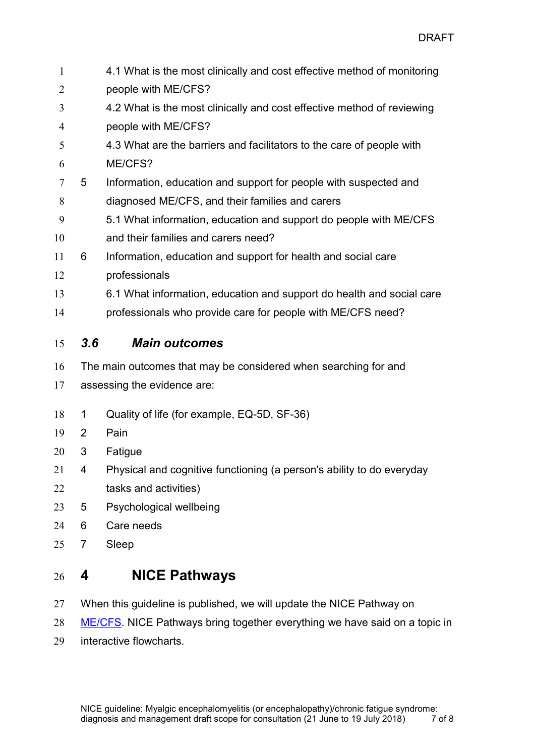4.1 What is the most clinically and cost effective method of monitoring people with ME/CFS?

4.2 What is the most clinically and cost effective method of reviewing people with ME/CFS?

4.3 What are the barriers and facilitators to the care of people with ME/CFS?

5 Information, education and support for people with suspected and diagnosed ME/CFS, and their families and carers

5.1 What information, education and support do people with ME/CFS and their families and carers need?

6 Information, education and support for health and social care professionals

6.1 What information, education and support do health and social care professionals who provide care for people with ME/CFS need?

### *3.6 Main outcomes*

The main outcomes that may be considered when searching for and assessing the evidence are:

1. Quality of life (for example, EQ-5D, SF-36)
2. Pain
3. Fatigue
4. Physical and cognitive functioning (a person's ability to do everyday tasks and activities)
5. Psychological wellbeing
6. Care needs
7. Sleep

## 4 NICE Pathways

When this guideline is published, we will update the NICE Pathway on ME/CFS. NICE Pathways bring together everything we have said on a topic in interactive flowcharts.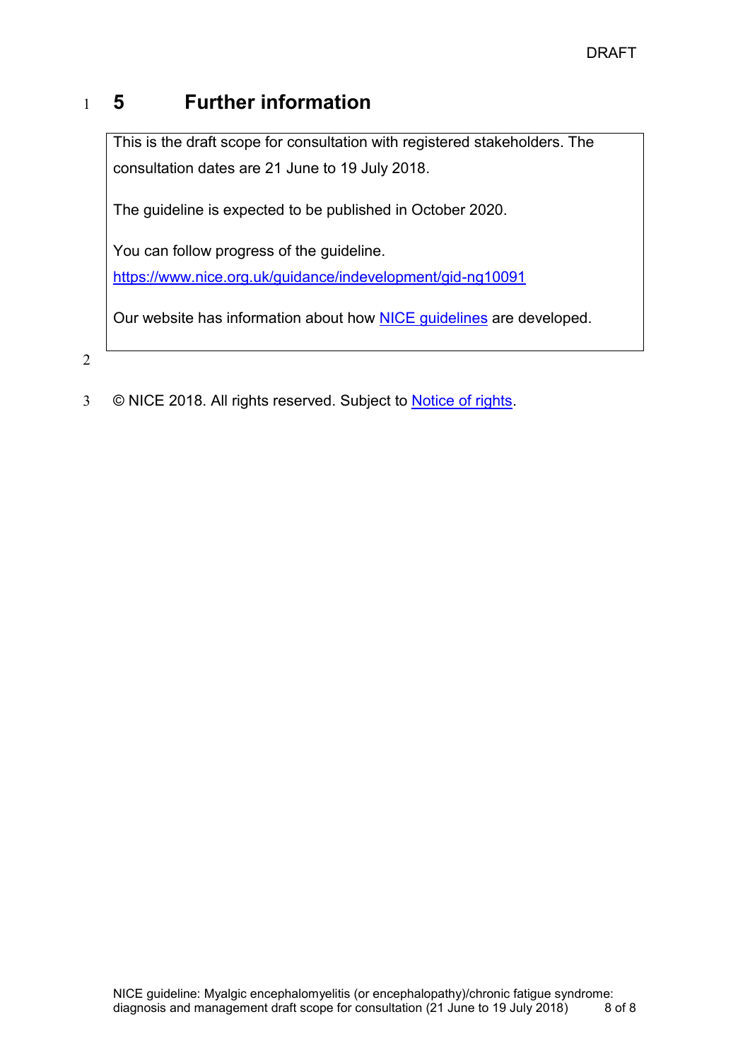## 5 Further information

This is the draft scope for consultation with registered stakeholders. The consultation dates are 21 June to 19 July 2018.

The guideline is expected to be published in October 2020.

You can follow progress of the guideline.
[https://www.nice.org.uk/guidance/indevelopment/gid-ng10091](https://www.nice.org.uk/guidance/indevelopment/gid-ng10091)

Our website has information about how NICE guidelines are developed.

© NICE 2018. All rights reserved. Subject to Notice of rights.